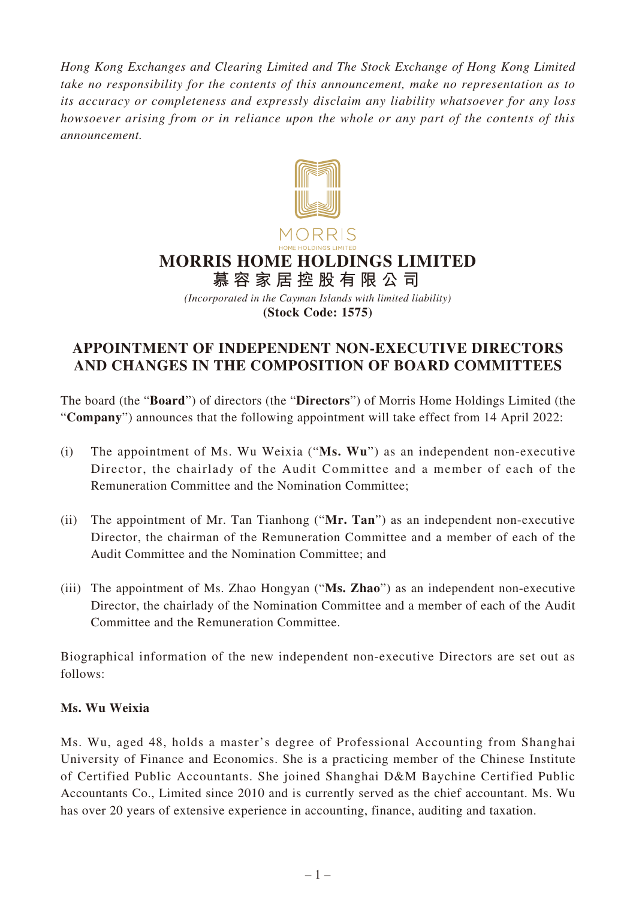*Hong Kong Exchanges and Clearing Limited and The Stock Exchange of Hong Kong Limited take no responsibility for the contents of this announcement, make no representation as to its accuracy or completeness and expressly disclaim any liability whatsoever for any loss howsoever arising from or in reliance upon the whole or any part of the contents of this announcement.*

MORRIS
HOME HOLDINGS LIMITED

# MORRIS HOME HOLDINGS LIMITED
# 慕容家居控股有限公司

*(Incorporated in the Cayman Islands with limited liability)*

**(Stock Code: 1575)**

## APPOINTMENT OF INDEPENDENT NON-EXECUTIVE DIRECTORS AND CHANGES IN THE COMPOSITION OF BOARD COMMITTEES

The board (the "**Board**") of directors (the "**Directors**") of Morris Home Holdings Limited (the "**Company**") announces that the following appointment will take effect from 14 April 2022:

(i) The appointment of Ms. Wu Weixia ("**Ms. Wu**") as an independent non-executive Director, the chairlady of the Audit Committee and a member of each of the Remuneration Committee and the Nomination Committee;

(ii) The appointment of Mr. Tan Tianhong ("**Mr. Tan**") as an independent non-executive Director, the chairman of the Remuneration Committee and a member of each of the Audit Committee and the Nomination Committee; and

(iii) The appointment of Ms. Zhao Hongyan ("**Ms. Zhao**") as an independent non-executive Director, the chairlady of the Nomination Committee and a member of each of the Audit Committee and the Remuneration Committee.

Biographical information of the new independent non-executive Directors are set out as follows:

**Ms. Wu Weixia**

Ms. Wu, aged 48, holds a master's degree of Professional Accounting from Shanghai University of Finance and Economics. She is a practicing member of the Chinese Institute of Certified Public Accountants. She joined Shanghai D&M Baychine Certified Public Accountants Co., Limited since 2010 and is currently served as the chief accountant. Ms. Wu has over 20 years of extensive experience in accounting, finance, auditing and taxation.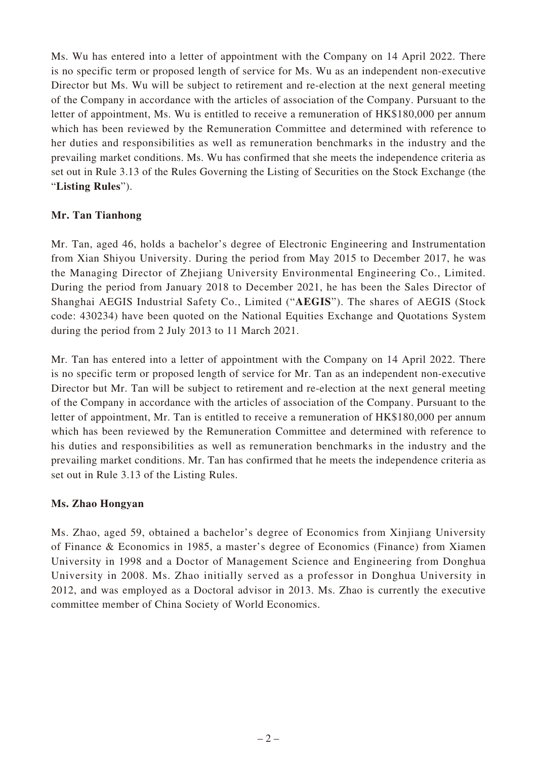Ms. Wu has entered into a letter of appointment with the Company on 14 April 2022. There is no specific term or proposed length of service for Ms. Wu as an independent non-executive Director but Ms. Wu will be subject to retirement and re-election at the next general meeting of the Company in accordance with the articles of association of the Company. Pursuant to the letter of appointment, Ms. Wu is entitled to receive a remuneration of HK$180,000 per annum which has been reviewed by the Remuneration Committee and determined with reference to her duties and responsibilities as well as remuneration benchmarks in the industry and the prevailing market conditions. Ms. Wu has confirmed that she meets the independence criteria as set out in Rule 3.13 of the Rules Governing the Listing of Securities on the Stock Exchange (the "**Listing Rules**").

**Mr. Tan Tianhong**

Mr. Tan, aged 46, holds a bachelor's degree of Electronic Engineering and Instrumentation from Xian Shiyou University. During the period from May 2015 to December 2017, he was the Managing Director of Zhejiang University Environmental Engineering Co., Limited. During the period from January 2018 to December 2021, he has been the Sales Director of Shanghai AEGIS Industrial Safety Co., Limited ("**AEGIS**"). The shares of AEGIS (Stock code: 430234) have been quoted on the National Equities Exchange and Quotations System during the period from 2 July 2013 to 11 March 2021.

Mr. Tan has entered into a letter of appointment with the Company on 14 April 2022. There is no specific term or proposed length of service for Mr. Tan as an independent non-executive Director but Mr. Tan will be subject to retirement and re-election at the next general meeting of the Company in accordance with the articles of association of the Company. Pursuant to the letter of appointment, Mr. Tan is entitled to receive a remuneration of HK$180,000 per annum which has been reviewed by the Remuneration Committee and determined with reference to his duties and responsibilities as well as remuneration benchmarks in the industry and the prevailing market conditions. Mr. Tan has confirmed that he meets the independence criteria as set out in Rule 3.13 of the Listing Rules.

**Ms. Zhao Hongyan**

Ms. Zhao, aged 59, obtained a bachelor's degree of Economics from Xinjiang University of Finance & Economics in 1985, a master's degree of Economics (Finance) from Xiamen University in 1998 and a Doctor of Management Science and Engineering from Donghua University in 2008. Ms. Zhao initially served as a professor in Donghua University in 2012, and was employed as a Doctoral advisor in 2013. Ms. Zhao is currently the executive committee member of China Society of World Economics.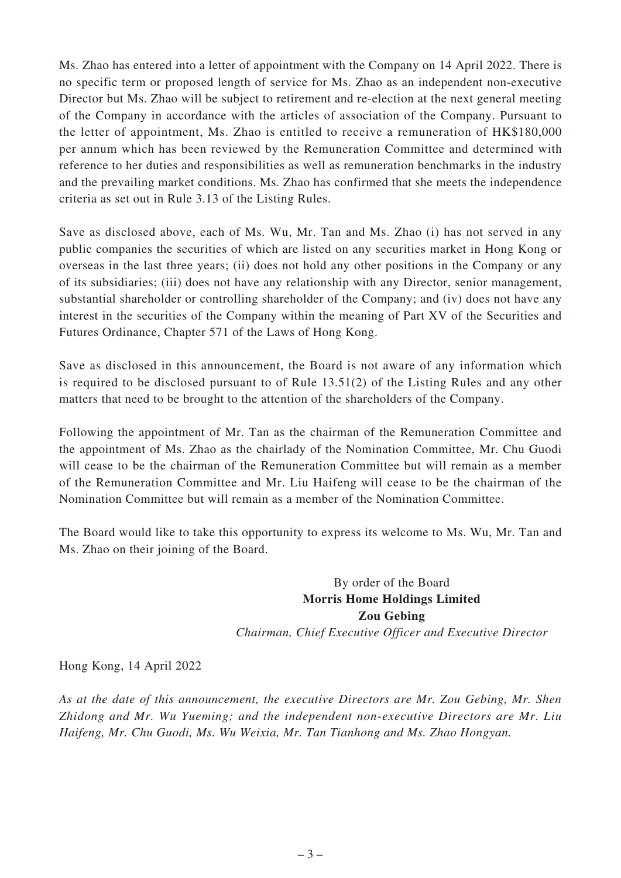Ms. Zhao has entered into a letter of appointment with the Company on 14 April 2022. There is no specific term or proposed length of service for Ms. Zhao as an independent non-executive Director but Ms. Zhao will be subject to retirement and re-election at the next general meeting of the Company in accordance with the articles of association of the Company. Pursuant to the letter of appointment, Ms. Zhao is entitled to receive a remuneration of HK$180,000 per annum which has been reviewed by the Remuneration Committee and determined with reference to her duties and responsibilities as well as remuneration benchmarks in the industry and the prevailing market conditions. Ms. Zhao has confirmed that she meets the independence criteria as set out in Rule 3.13 of the Listing Rules.

Save as disclosed above, each of Ms. Wu, Mr. Tan and Ms. Zhao (i) has not served in any public companies the securities of which are listed on any securities market in Hong Kong or overseas in the last three years; (ii) does not hold any other positions in the Company or any of its subsidiaries; (iii) does not have any relationship with any Director, senior management, substantial shareholder or controlling shareholder of the Company; and (iv) does not have any interest in the securities of the Company within the meaning of Part XV of the Securities and Futures Ordinance, Chapter 571 of the Laws of Hong Kong.

Save as disclosed in this announcement, the Board is not aware of any information which is required to be disclosed pursuant to of Rule 13.51(2) of the Listing Rules and any other matters that need to be brought to the attention of the shareholders of the Company.

Following the appointment of Mr. Tan as the chairman of the Remuneration Committee and the appointment of Ms. Zhao as the chairlady of the Nomination Committee, Mr. Chu Guodi will cease to be the chairman of the Remuneration Committee but will remain as a member of the Remuneration Committee and Mr. Liu Haifeng will cease to be the chairman of the Nomination Committee but will remain as a member of the Nomination Committee.

The Board would like to take this opportunity to express its welcome to Ms. Wu, Mr. Tan and Ms. Zhao on their joining of the Board.

By order of the Board
**Morris Home Holdings Limited**
**Zou Gebing**
*Chairman, Chief Executive Officer and Executive Director*

Hong Kong, 14 April 2022

*As at the date of this announcement, the executive Directors are Mr. Zou Gebing, Mr. Shen Zhidong and Mr. Wu Yueming; and the independent non-executive Directors are Mr. Liu Haifeng, Mr. Chu Guodi, Ms. Wu Weixia, Mr. Tan Tianhong and Ms. Zhao Hongyan.*